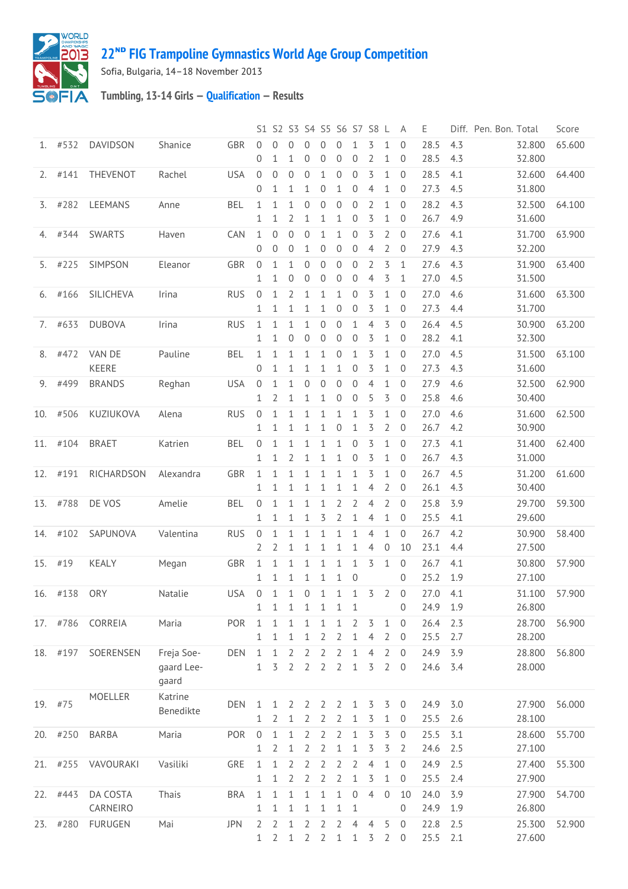# 22[ND] FIG Trampoline Gymnastics World Age Group Competition

Sofia, Bulgaria, 14–18 November 2013

## Tumbling, 13-14 Girls – Qualification – Results

| | | | | | S1 | S2 | S3 | S4 | S5 | S6 | S7 | S8 | L | A | E | Diff. | Pen. | Bon. | Total | Score |
|---|---|---|---|---|---|---|---|---|---|---|---|---|---|---|---|---|---|---|---|---|
| 1. | #532 | DAVIDSON | Shanice | GBR | 0 | 0 | 0 | 0 | 0 | 0 | 1 | 3 | 1 | 0 | 28.5 | 4.3 | | | 32.800 | 65.600 |
| | | | | | 0 | 1 | 1 | 0 | 0 | 0 | 0 | 2 | 1 | 0 | 28.5 | 4.3 | | | 32.800 | |
| 2. | #141 | THEVENOT | Rachel | USA | 0 | 0 | 0 | 0 | 1 | 0 | 0 | 3 | 1 | 0 | 28.5 | 4.1 | | | 32.600 | 64.400 |
| | | | | | 0 | 1 | 1 | 1 | 0 | 1 | 0 | 4 | 1 | 0 | 27.3 | 4.5 | | | 31.800 | |
| 3. | #282 | LEEMANS | Anne | BEL | 1 | 1 | 1 | 0 | 0 | 0 | 0 | 2 | 1 | 0 | 28.2 | 4.3 | | | 32.500 | 64.100 |
| | | | | | 1 | 1 | 2 | 1 | 1 | 1 | 0 | 3 | 1 | 0 | 26.7 | 4.9 | | | 31.600 | |
| 4. | #344 | SWARTS | Haven | CAN | 1 | 0 | 0 | 0 | 1 | 1 | 0 | 3 | 2 | 0 | 27.6 | 4.1 | | | 31.700 | 63.900 |
| | | | | | 0 | 0 | 0 | 1 | 0 | 0 | 0 | 4 | 2 | 0 | 27.9 | 4.3 | | | 32.200 | |
| 5. | #225 | SIMPSON | Eleanor | GBR | 0 | 1 | 1 | 0 | 0 | 0 | 0 | 2 | 3 | 1 | 27.6 | 4.3 | | | 31.900 | 63.400 |
| | | | | | 1 | 1 | 0 | 0 | 0 | 0 | 0 | 4 | 3 | 1 | 27.0 | 4.5 | | | 31.500 | |
| 6. | #166 | SILICHEVA | Irina | RUS | 0 | 1 | 2 | 1 | 1 | 1 | 0 | 3 | 1 | 0 | 27.0 | 4.6 | | | 31.600 | 63.300 |
| | | | | | 1 | 1 | 1 | 1 | 1 | 0 | 0 | 3 | 1 | 0 | 27.3 | 4.4 | | | 31.700 | |
| 7. | #633 | DUBOVA | Irina | RUS | 1 | 1 | 1 | 1 | 0 | 0 | 1 | 4 | 3 | 0 | 26.4 | 4.5 | | | 30.900 | 63.200 |
| | | | | | 1 | 1 | 0 | 0 | 0 | 0 | 0 | 3 | 1 | 0 | 28.2 | 4.1 | | | 32.300 | |
| 8. | #472 | VAN DE KEERE | Pauline | BEL | 1 | 1 | 1 | 1 | 1 | 0 | 1 | 3 | 1 | 0 | 27.0 | 4.5 | | | 31.500 | 63.100 |
| | | | | | 0 | 1 | 1 | 1 | 1 | 1 | 0 | 3 | 1 | 0 | 27.3 | 4.3 | | | 31.600 | |
| 9. | #499 | BRANDS | Reghan | USA | 0 | 1 | 1 | 0 | 0 | 0 | 0 | 4 | 1 | 0 | 27.9 | 4.6 | | | 32.500 | 62.900 |
| | | | | | 1 | 2 | 1 | 1 | 1 | 0 | 0 | 5 | 3 | 0 | 25.8 | 4.6 | | | 30.400 | |
| 10. | #506 | KUZIUKOVA | Alena | RUS | 0 | 1 | 1 | 1 | 1 | 1 | 1 | 3 | 1 | 0 | 27.0 | 4.6 | | | 31.600 | 62.500 |
| | | | | | 1 | 1 | 1 | 1 | 1 | 0 | 1 | 3 | 2 | 0 | 26.7 | 4.2 | | | 30.900 | |
| 11. | #104 | BRAET | Katrien | BEL | 0 | 1 | 1 | 1 | 1 | 1 | 0 | 3 | 1 | 0 | 27.3 | 4.1 | | | 31.400 | 62.400 |
| | | | | | 1 | 1 | 2 | 1 | 1 | 1 | 0 | 3 | 1 | 0 | 26.7 | 4.3 | | | 31.000 | |
| 12. | #191 | RICHARDSON | Alexandra | GBR | 1 | 1 | 1 | 1 | 1 | 1 | 1 | 3 | 1 | 0 | 26.7 | 4.5 | | | 31.200 | 61.600 |
| | | | | | 1 | 1 | 1 | 1 | 1 | 1 | 1 | 4 | 2 | 0 | 26.1 | 4.3 | | | 30.400 | |
| 13. | #788 | DE VOS | Amelie | BEL | 0 | 1 | 1 | 1 | 1 | 2 | 2 | 4 | 2 | 0 | 25.8 | 3.9 | | | 29.700 | 59.300 |
| | | | | | 1 | 1 | 1 | 1 | 3 | 2 | 1 | 4 | 1 | 0 | 25.5 | 4.1 | | | 29.600 | |
| 14. | #102 | SAPUNOVA | Valentina | RUS | 0 | 1 | 1 | 1 | 1 | 1 | 1 | 4 | 1 | 0 | 26.7 | 4.2 | | | 30.900 | 58.400 |
| | | | | | 2 | 2 | 1 | 1 | 1 | 1 | 1 | 4 | 0 | 10 | 23.1 | 4.4 | | | 27.500 | |
| 15. | #19 | KEALY | Megan | GBR | 1 | 1 | 1 | 1 | 1 | 1 | 1 | 3 | 1 | 0 | 26.7 | 4.1 | | | 30.800 | 57.900 |
| | | | | | 1 | 1 | 1 | 1 | 1 | 1 | 0 | | | 0 | 25.2 | 1.9 | | | 27.100 | |
| 16. | #138 | ORY | Natalie | USA | 0 | 1 | 1 | 0 | 1 | 1 | 1 | 3 | 2 | 0 | 27.0 | 4.1 | | | 31.100 | 57.900 |
| | | | | | 1 | 1 | 1 | 1 | 1 | 1 | 1 | | | 0 | 24.9 | 1.9 | | | 26.800 | |
| 17. | #786 | CORREIA | Maria | POR | 1 | 1 | 1 | 1 | 1 | 1 | 2 | 3 | 1 | 0 | 26.4 | 2.3 | | | 28.700 | 56.900 |
| | | | | | 1 | 1 | 1 | 1 | 2 | 2 | 1 | 4 | 2 | 0 | 25.5 | 2.7 | | | 28.200 | |
| 18. | #197 | SOERENSEN | Freja Soegaard Leegaard | DEN | 1 | 1 | 2 | 2 | 2 | 2 | 1 | 4 | 2 | 0 | 24.9 | 3.9 | | | 28.800 | 56.800 |
| | | | | | 1 | 3 | 2 | 2 | 2 | 2 | 1 | 3 | 2 | 0 | 24.6 | 3.4 | | | 28.000 | |
| 19. | #75 | MOELLER | Katrine Benedikte | DEN | 1 | 1 | 2 | 2 | 2 | 2 | 1 | 3 | 3 | 0 | 24.9 | 3.0 | | | 27.900 | 56.000 |
| | | | | | 1 | 2 | 1 | 2 | 2 | 2 | 1 | 3 | 1 | 0 | 25.5 | 2.6 | | | 28.100 | |
| 20. | #250 | BARBA | Maria | POR | 0 | 1 | 1 | 2 | 2 | 2 | 1 | 3 | 3 | 0 | 25.5 | 3.1 | | | 28.600 | 55.700 |
| | | | | | 1 | 2 | 1 | 2 | 2 | 1 | 1 | 3 | 3 | 2 | 24.6 | 2.5 | | | 27.100 | |
| 21. | #255 | VAVOURAKI | Vasiliki | GRE | 1 | 1 | 2 | 2 | 2 | 2 | 2 | 4 | 1 | 0 | 24.9 | 2.5 | | | 27.400 | 55.300 |
| | | | | | 1 | 1 | 2 | 2 | 2 | 2 | 1 | 3 | 1 | 0 | 25.5 | 2.4 | | | 27.900 | |
| 22. | #443 | DA COSTA CARNEIRO | Thais | BRA | 1 | 1 | 1 | 1 | 1 | 1 | 0 | 4 | 0 | 10 | 24.0 | 3.9 | | | 27.900 | 54.700 |
| | | | | | 1 | 1 | 1 | 1 | 1 | 1 | 1 | | | 0 | 24.9 | 1.9 | | | 26.800 | |
| 23. | #280 | FURUGEN | Mai | JPN | 2 | 2 | 1 | 2 | 2 | 2 | 4 | 4 | 5 | 0 | 22.8 | 2.5 | | | 25.300 | 52.900 |
| | | | | | 1 | 2 | 1 | 2 | 2 | 1 | 1 | 3 | 2 | 0 | 25.5 | 2.1 | | | 27.600 | |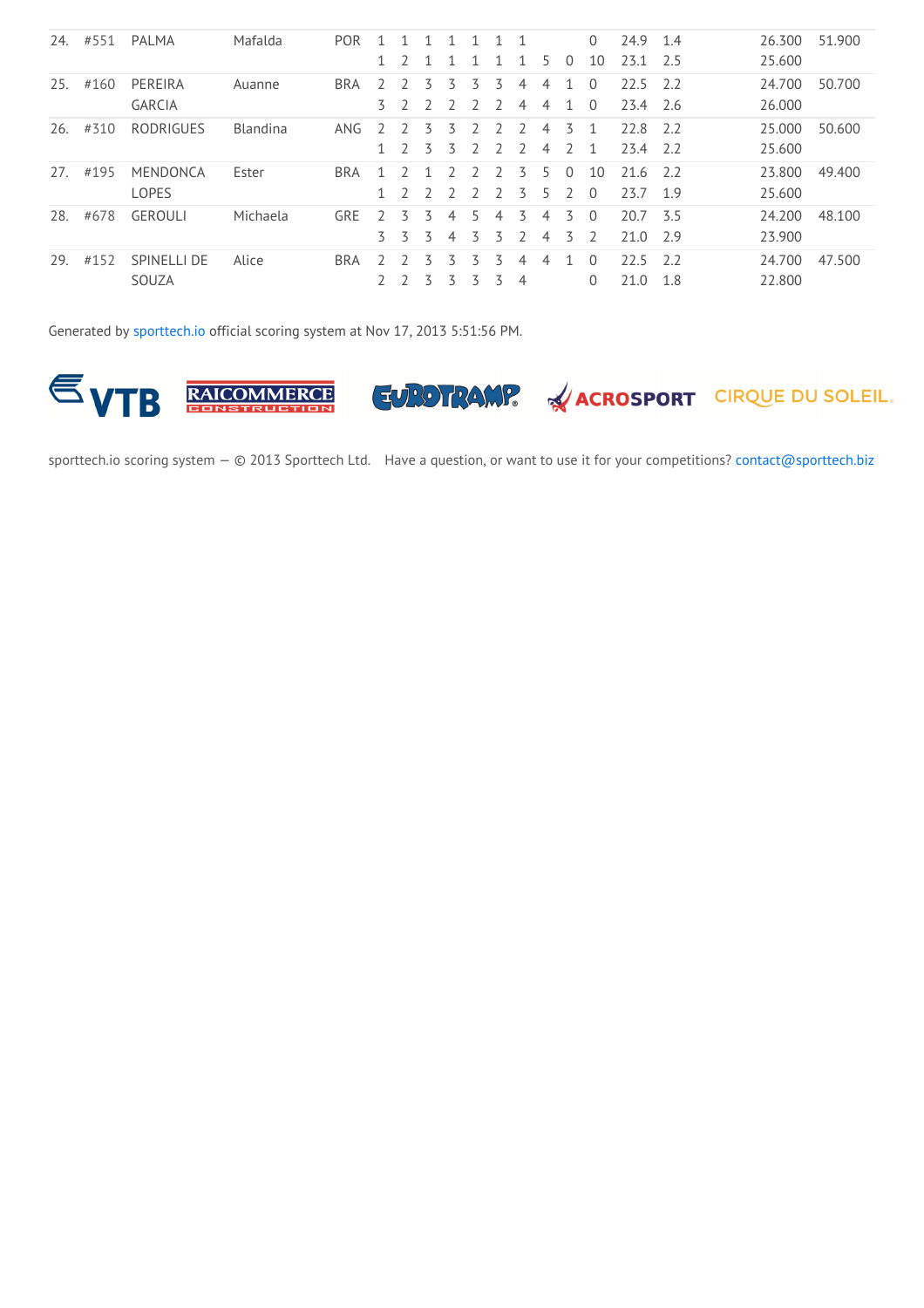| | | | | | | | | | | | | | | | | | | | | |
|---|---|---|---|---|---|---|---|---|---|---|---|---|---|---|---|---|---|---|---|---|
| 24. | #551 | PALMA | Mafalda | POR | 1 | 1 | 1 | 1 | 1 | 1 | 1 | | | 0 | 24.9 | 1.4 | | 26.300 | 51.900 |
| | | | | | 1 | 2 | 1 | 1 | 1 | 1 | 1 | 5 | 0 | 10 | 23.1 | 2.5 | | 25.600 | |
| 25. | #160 | PEREIRA GARCIA | Auanne | BRA | 2 | 2 | 3 | 3 | 3 | 3 | 4 | 4 | 1 | 0 | 22.5 | 2.2 | | 24.700 | 50.700 |
| | | | | | 3 | 2 | 2 | 2 | 2 | 2 | 4 | 4 | 1 | 0 | 23.4 | 2.6 | | 26.000 | |
| 26. | #310 | RODRIGUES | Blandina | ANG | 2 | 2 | 3 | 3 | 2 | 2 | 2 | 4 | 3 | 1 | 22.8 | 2.2 | | 25.000 | 50.600 |
| | | | | | 1 | 2 | 3 | 3 | 2 | 2 | 2 | 4 | 2 | 1 | 23.4 | 2.2 | | 25.600 | |
| 27. | #195 | MENDONCA LOPES | Ester | BRA | 1 | 2 | 1 | 2 | 2 | 2 | 3 | 5 | 0 | 10 | 21.6 | 2.2 | | 23.800 | 49.400 |
| | | | | | 1 | 2 | 2 | 2 | 2 | 2 | 3 | 5 | 2 | 0 | 23.7 | 1.9 | | 25.600 | |
| 28. | #678 | GEROULI | Michaela | GRE | 2 | 3 | 3 | 4 | 5 | 4 | 3 | 4 | 3 | 0 | 20.7 | 3.5 | | 24.200 | 48.100 |
| | | | | | 3 | 3 | 3 | 4 | 3 | 3 | 2 | 4 | 3 | 2 | 21.0 | 2.9 | | 23.900 | |
| 29. | #152 | SPINELLI DE SOUZA | Alice | BRA | 2 | 2 | 3 | 3 | 3 | 3 | 4 | 4 | 1 | 0 | 22.5 | 2.2 | | 24.700 | 47.500 |
| | | | | | 2 | 2 | 3 | 3 | 3 | 3 | 4 | | | 0 | 21.0 | 1.8 | | 22.800 | |

Generated by sporttech.io official scoring system at Nov 17, 2013 5:51:56 PM.

VTB RAICOMMERCE CONSTRUCTION EUROTRAMP ACROSPORT CIRQUE DU SOLEIL.

sporttech.io scoring system — © 2013 Sporttech Ltd. Have a question, or want to use it for your competitions? contact@sporttech.biz